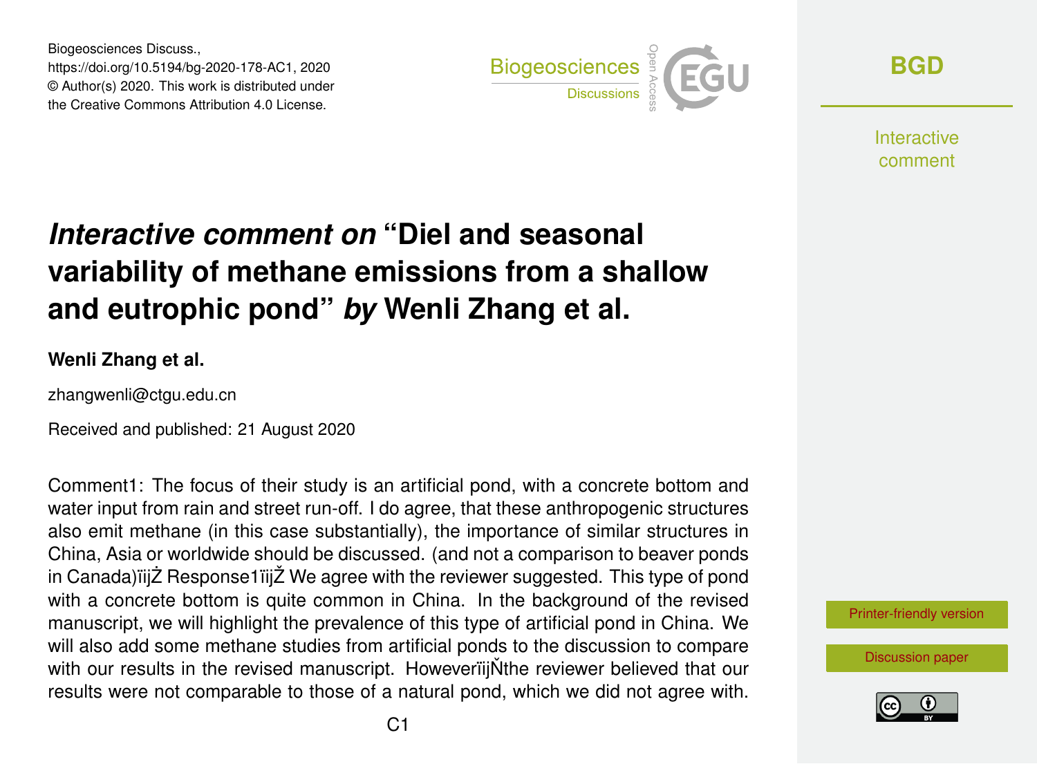Biogeosciences Discuss.,
https://doi.org/10.5194/bg-2020-178-AC1, 2020
© Author(s) 2020. This work is distributed under
the Creative Commons Attribution 4.0 License.

# *Interactive comment on* "Diel and seasonal variability of methane emissions from a shallow and eutrophic pond" *by* Wenli Zhang et al.

**Wenli Zhang et al.**

zhangwenli@ctgu.edu.cn

Received and published: 21 August 2020

Comment1: The focus of their study is an artificial pond, with a concrete bottom and water input from rain and street run-off. I do agree, that these anthropogenic structures also emit methane (in this case substantially), the importance of similar structures in China, Asia or worldwide should be discussed. (and not a comparison to beaver ponds in Canada)ïijŽ Response1ïijŽ We agree with the reviewer suggested. This type of pond with a concrete bottom is quite common in China. In the background of the revised manuscript, we will highlight the prevalence of this type of artificial pond in China. We will also add some methane studies from artificial ponds to the discussion to compare with our results in the revised manuscript. HoweverïijŇthe reviewer believed that our results were not comparable to those of a natural pond, which we did not agree with.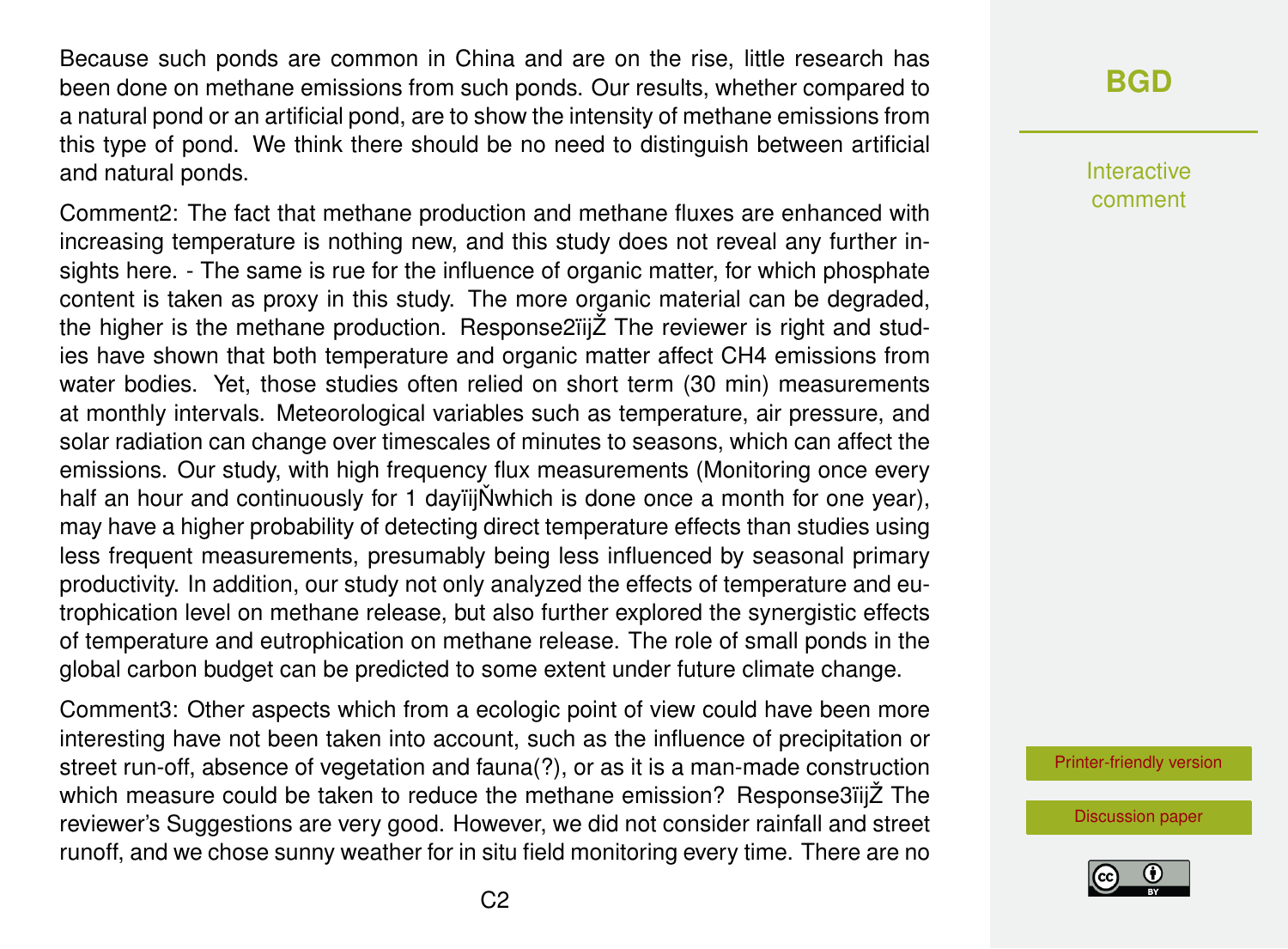Because such ponds are common in China and are on the rise, little research has been done on methane emissions from such ponds. Our results, whether compared to a natural pond or an artificial pond, are to show the intensity of methane emissions from this type of pond. We think there should be no need to distinguish between artificial and natural ponds.

Comment2: The fact that methane production and methane fluxes are enhanced with increasing temperature is nothing new, and this study does not reveal any further insights here. - The same is rue for the influence of organic matter, for which phosphate content is taken as proxy in this study. The more organic material can be degraded, the higher is the methane production. Response2ïijŽ The reviewer is right and studies have shown that both temperature and organic matter affect CH4 emissions from water bodies. Yet, those studies often relied on short term (30 min) measurements at monthly intervals. Meteorological variables such as temperature, air pressure, and solar radiation can change over timescales of minutes to seasons, which can affect the emissions. Our study, with high frequency flux measurements (Monitoring once every half an hour and continuously for 1 dayïijŇwhich is done once a month for one year), may have a higher probability of detecting direct temperature effects than studies using less frequent measurements, presumably being less influenced by seasonal primary productivity. In addition, our study not only analyzed the effects of temperature and eutrophication level on methane release, but also further explored the synergistic effects of temperature and eutrophication on methane release. The role of small ponds in the global carbon budget can be predicted to some extent under future climate change.

Comment3: Other aspects which from a ecologic point of view could have been more interesting have not been taken into account, such as the influence of precipitation or street run-off, absence of vegetation and fauna(?), or as it is a man-made construction which measure could be taken to reduce the methane emission? Response3ïijŽ The reviewer's Suggestions are very good. However, we did not consider rainfall and street runoff, and we chose sunny weather for in situ field monitoring every time. There are no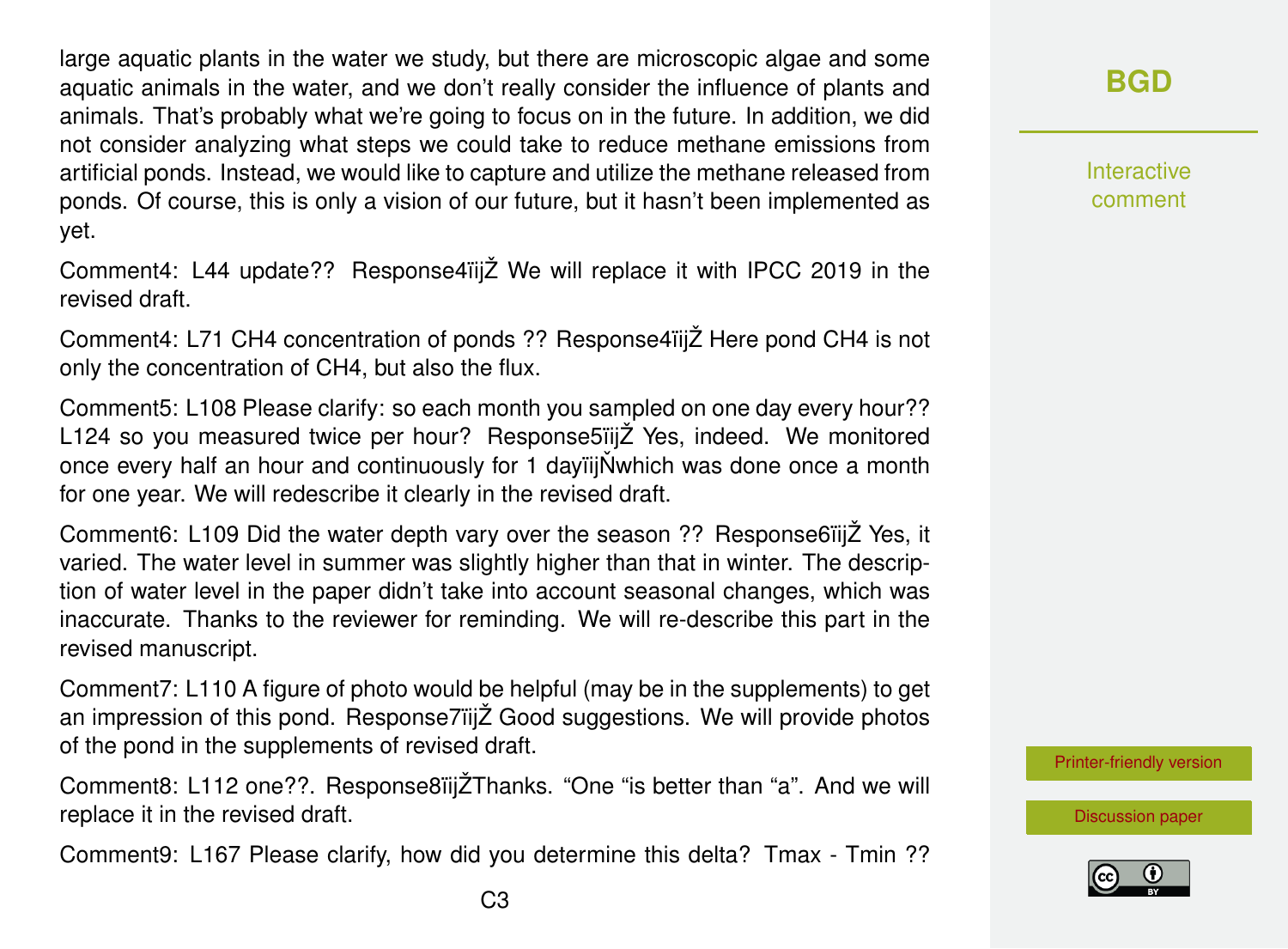large aquatic plants in the water we study, but there are microscopic algae and some aquatic animals in the water, and we don't really consider the influence of plants and animals. That's probably what we're going to focus on in the future. In addition, we did not consider analyzing what steps we could take to reduce methane emissions from artificial ponds. Instead, we would like to capture and utilize the methane released from ponds. Of course, this is only a vision of our future, but it hasn't been implemented as yet.

Comment4: L44 update?? Response4ïijŽ We will replace it with IPCC 2019 in the revised draft.

Comment4: L71 CH4 concentration of ponds ?? Response4ïijŽ Here pond CH4 is not only the concentration of CH4, but also the flux.

Comment5: L108 Please clarify: so each month you sampled on one day every hour?? L124 so you measured twice per hour? Response5ïijŽ Yes, indeed. We monitored once every half an hour and continuously for 1 dayïijŇwhich was done once a month for one year. We will redescribe it clearly in the revised draft.

Comment6: L109 Did the water depth vary over the season ?? Response6ïijŽ Yes, it varied. The water level in summer was slightly higher than that in winter. The description of water level in the paper didn't take into account seasonal changes, which was inaccurate. Thanks to the reviewer for reminding. We will re-describe this part in the revised manuscript.

Comment7: L110 A figure of photo would be helpful (may be in the supplements) to get an impression of this pond. Response7ïijŽ Good suggestions. We will provide photos of the pond in the supplements of revised draft.

Comment8: L112 one??. Response8ïijŽThanks. "One "is better than "a". And we will replace it in the revised draft.

Comment9: L167 Please clarify, how did you determine this delta? Tmax - Tmin ??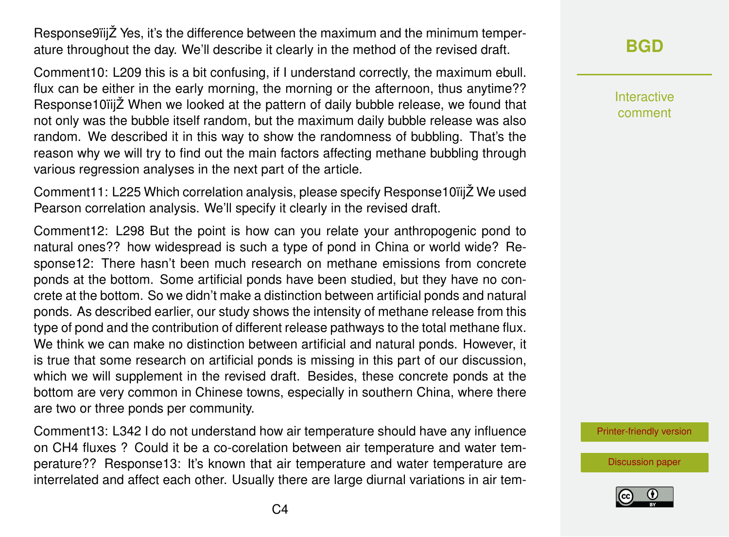Response9ïijŽ Yes, it's the difference between the maximum and the minimum temperature throughout the day. We'll describe it clearly in the method of the revised draft.

Comment10: L209 this is a bit confusing, if I understand correctly, the maximum ebull. flux can be either in the early morning, the morning or the afternoon, thus anytime?? Response10ïijŽ When we looked at the pattern of daily bubble release, we found that not only was the bubble itself random, but the maximum daily bubble release was also random. We described it in this way to show the randomness of bubbling. That's the reason why we will try to find out the main factors affecting methane bubbling through various regression analyses in the next part of the article.

Comment11: L225 Which correlation analysis, please specify Response10ïijŽ We used Pearson correlation analysis. We'll specify it clearly in the revised draft.

Comment12: L298 But the point is how can you relate your anthropogenic pond to natural ones?? how widespread is such a type of pond in China or world wide? Response12: There hasn't been much research on methane emissions from concrete ponds at the bottom. Some artificial ponds have been studied, but they have no concrete at the bottom. So we didn't make a distinction between artificial ponds and natural ponds. As described earlier, our study shows the intensity of methane release from this type of pond and the contribution of different release pathways to the total methane flux. We think we can make no distinction between artificial and natural ponds. However, it is true that some research on artificial ponds is missing in this part of our discussion, which we will supplement in the revised draft. Besides, these concrete ponds at the bottom are very common in Chinese towns, especially in southern China, where there are two or three ponds per community.

Comment13: L342 I do not understand how air temperature should have any influence on $CH_4$ fluxes ? Could it be a co-corelation between air temperature and water temperature?? Response13: It's known that air temperature and water temperature are interrelated and affect each other. Usually there are large diurnal variations in air tem-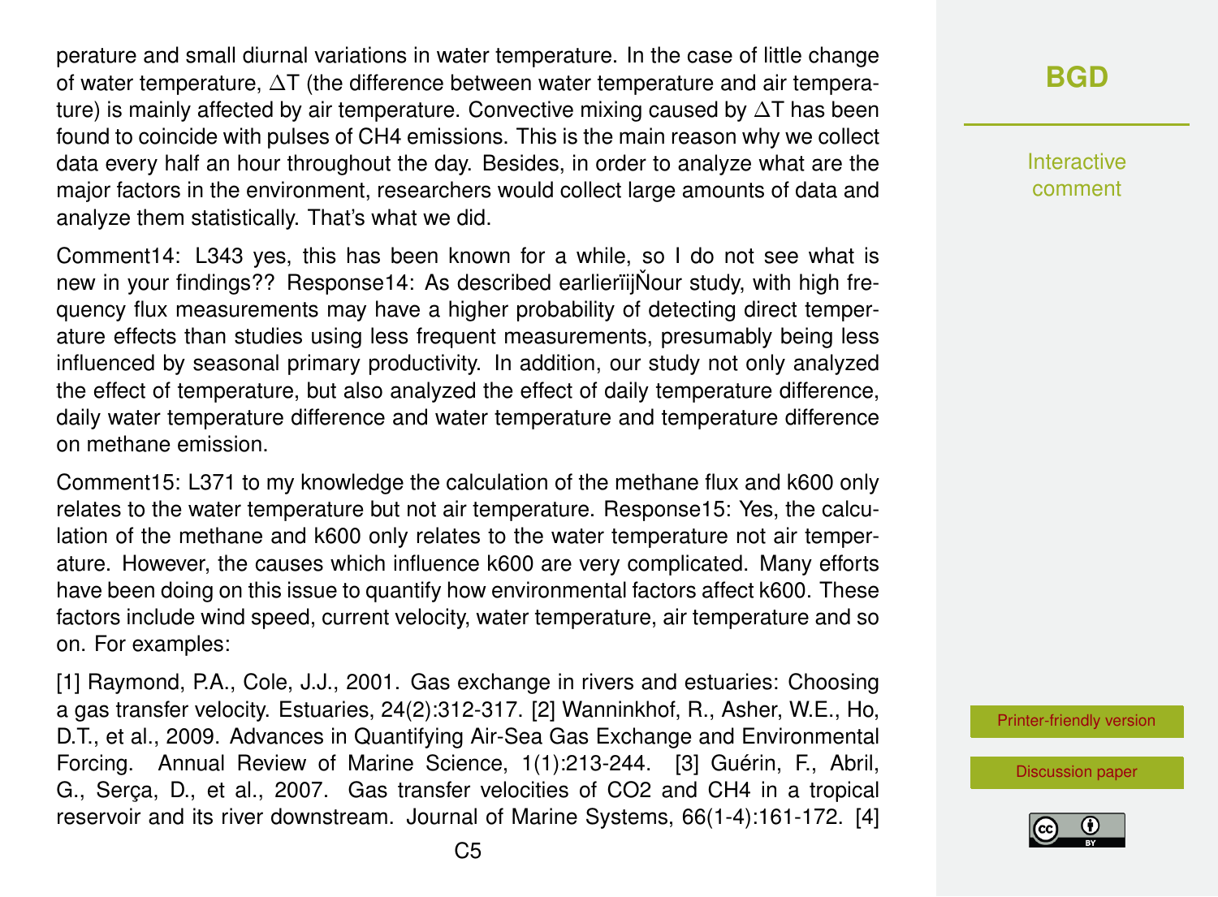perature and small diurnal variations in water temperature. In the case of little change of water temperature, $\Delta T$ (the difference between water temperature and air temperature) is mainly affected by air temperature. Convective mixing caused by $\Delta T$ has been found to coincide with pulses of $CH_4$ emissions. This is the main reason why we collect data every half an hour throughout the day. Besides, in order to analyze what are the major factors in the environment, researchers would collect large amounts of data and analyze them statistically. That's what we did.

Comment14: L343 yes, this has been known for a while, so I do not see what is new in your findings?? Response14: As described earlierïijŇour study, with high frequency flux measurements may have a higher probability of detecting direct temperature effects than studies using less frequent measurements, presumably being less influenced by seasonal primary productivity. In addition, our study not only analyzed the effect of temperature, but also analyzed the effect of daily temperature difference, daily water temperature difference and water temperature and temperature difference on methane emission.

Comment15: L371 to my knowledge the calculation of the methane flux and k600 only relates to the water temperature but not air temperature. Response15: Yes, the calculation of the methane and k600 only relates to the water temperature not air temperature. However, the causes which influence k600 are very complicated. Many efforts have been doing on this issue to quantify how environmental factors affect k600. These factors include wind speed, current velocity, water temperature, air temperature and so on. For examples:

[1] Raymond, P.A., Cole, J.J., 2001. Gas exchange in rivers and estuaries: Choosing a gas transfer velocity. Estuaries, 24(2):312-317. [2] Wanninkhof, R., Asher, W.E., Ho, D.T., et al., 2009. Advances in Quantifying Air-Sea Gas Exchange and Environmental Forcing. Annual Review of Marine Science, 1(1):213-244. [3] Guérin, F., Abril, G., Serça, D., et al., 2007. Gas transfer velocities of $CO_2$ and $CH_4$ in a tropical reservoir and its river downstream. Journal of Marine Systems, 66(1-4):161-172. [4]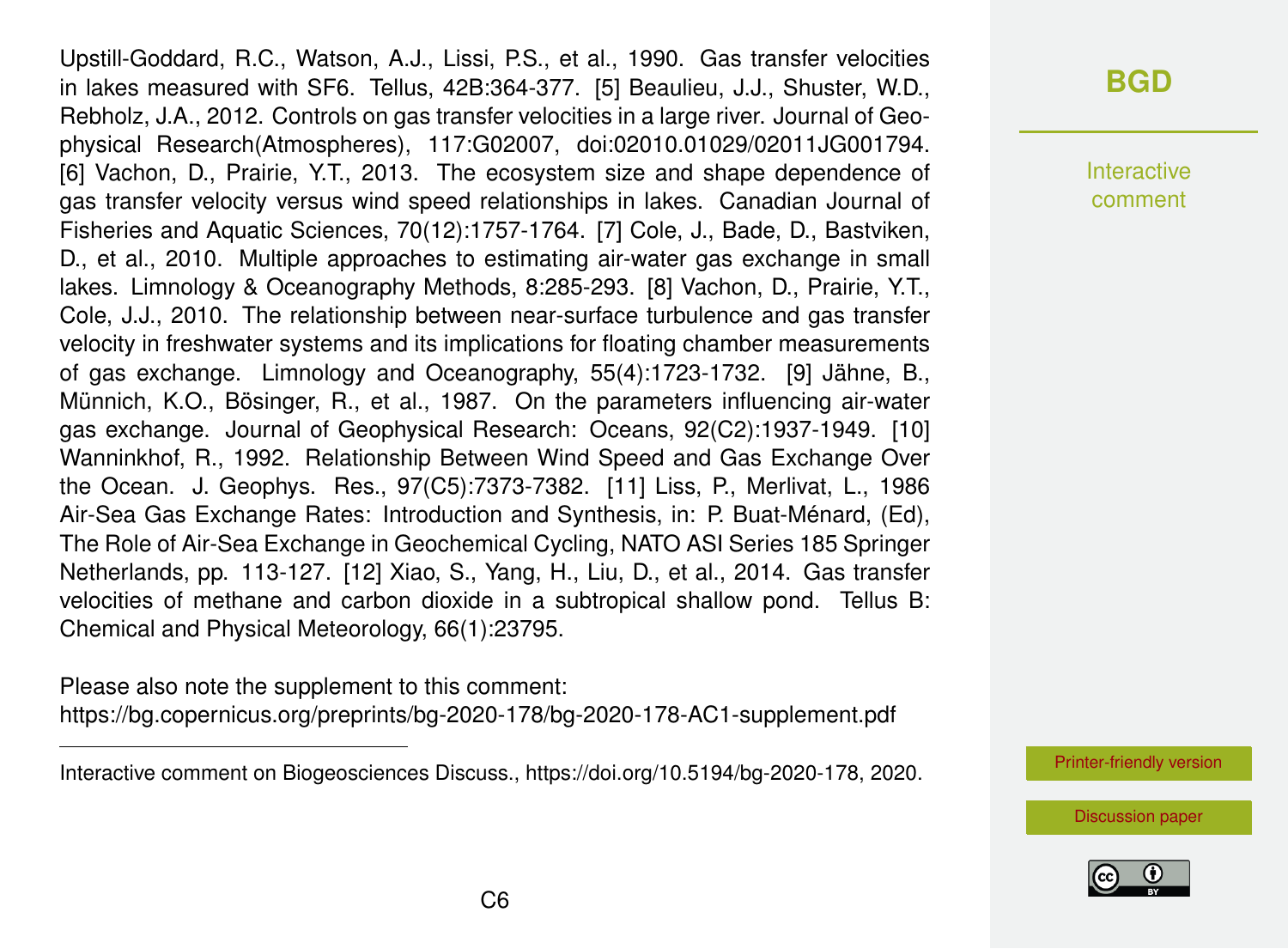Upstill-Goddard, R.C., Watson, A.J., Lissi, P.S., et al., 1990. Gas transfer velocities in lakes measured with SF6. Tellus, 42B:364-377. [5] Beaulieu, J.J., Shuster, W.D., Rebholz, J.A., 2012. Controls on gas transfer velocities in a large river. Journal of Geophysical Research(Atmospheres), 117:G02007, doi:02010.01029/02011JG001794. [6] Vachon, D., Prairie, Y.T., 2013. The ecosystem size and shape dependence of gas transfer velocity versus wind speed relationships in lakes. Canadian Journal of Fisheries and Aquatic Sciences, 70(12):1757-1764. [7] Cole, J., Bade, D., Bastviken, D., et al., 2010. Multiple approaches to estimating air-water gas exchange in small lakes. Limnology & Oceanography Methods, 8:285-293. [8] Vachon, D., Prairie, Y.T., Cole, J.J., 2010. The relationship between near-surface turbulence and gas transfer velocity in freshwater systems and its implications for floating chamber measurements of gas exchange. Limnology and Oceanography, 55(4):1723-1732. [9] Jähne, B., Münnich, K.O., Bösinger, R., et al., 1987. On the parameters influencing air-water gas exchange. Journal of Geophysical Research: Oceans, 92(C2):1937-1949. [10] Wanninkhof, R., 1992. Relationship Between Wind Speed and Gas Exchange Over the Ocean. J. Geophys. Res., 97(C5):7373-7382. [11] Liss, P., Merlivat, L., 1986 Air-Sea Gas Exchange Rates: Introduction and Synthesis, in: P. Buat-Ménard, (Ed), The Role of Air-Sea Exchange in Geochemical Cycling, NATO ASI Series 185 Springer Netherlands, pp. 113-127. [12] Xiao, S., Yang, H., Liu, D., et al., 2014. Gas transfer velocities of methane and carbon dioxide in a subtropical shallow pond. Tellus B: Chemical and Physical Meteorology, 66(1):23795.

Please also note the supplement to this comment:
https://bg.copernicus.org/preprints/bg-2020-178/bg-2020-178-AC1-supplement.pdf

---

Interactive comment on Biogeosciences Discuss., https://doi.org/10.5194/bg-2020-178, 2020.